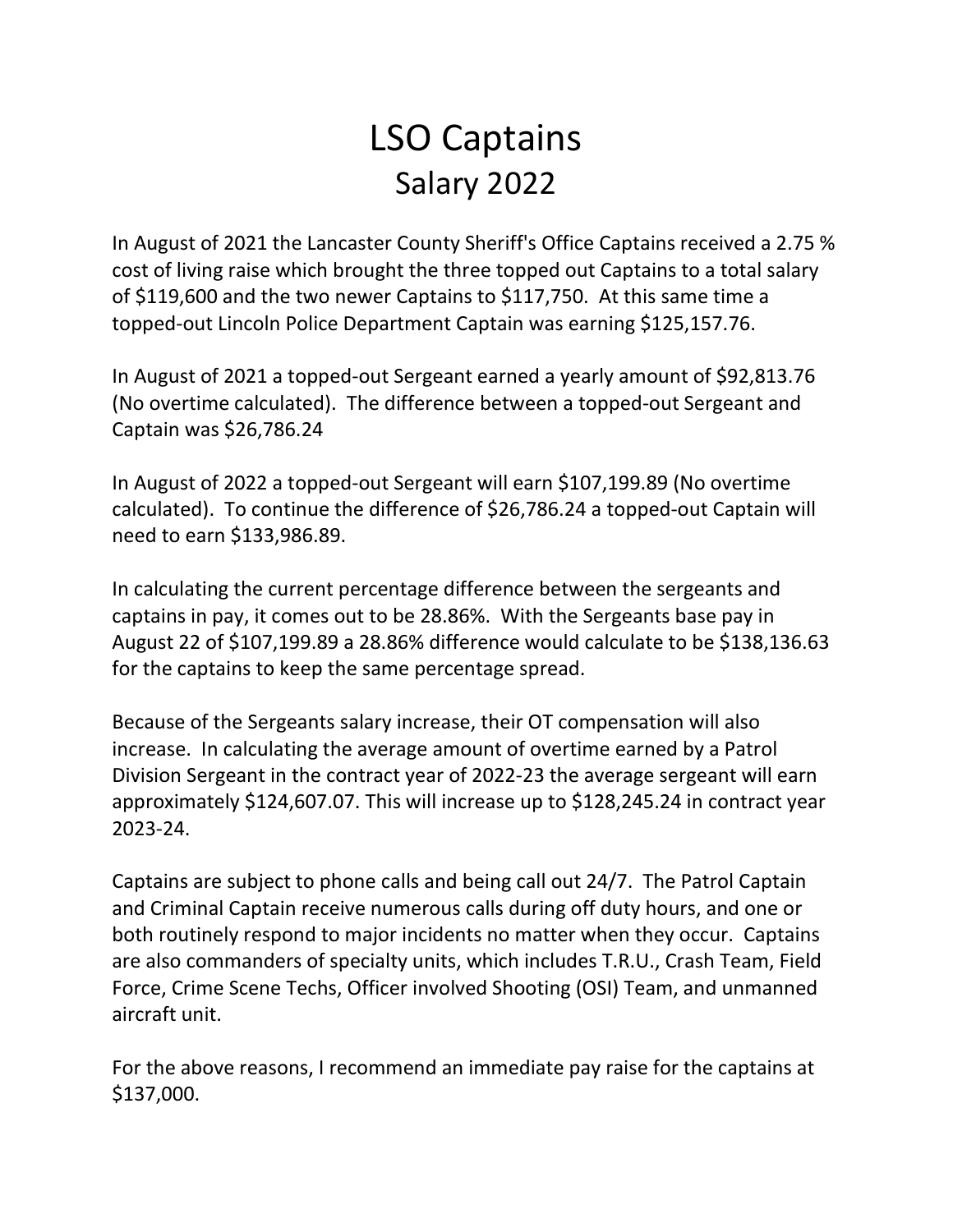# LSO Captains
## Salary 2022

In August of 2021 the Lancaster County Sheriff's Office Captains received a 2.75 % cost of living raise which brought the three topped out Captains to a total salary of $119,600 and the two newer Captains to $117,750. At this same time a topped-out Lincoln Police Department Captain was earning $125,157.76.

In August of 2021 a topped-out Sergeant earned a yearly amount of $92,813.76 (No overtime calculated). The difference between a topped-out Sergeant and Captain was $26,786.24

In August of 2022 a topped-out Sergeant will earn $107,199.89 (No overtime calculated). To continue the difference of $26,786.24 a topped-out Captain will need to earn $133,986.89.

In calculating the current percentage difference between the sergeants and captains in pay, it comes out to be 28.86%. With the Sergeants base pay in August 22 of $107,199.89 a 28.86% difference would calculate to be $138,136.63 for the captains to keep the same percentage spread.

Because of the Sergeants salary increase, their OT compensation will also increase. In calculating the average amount of overtime earned by a Patrol Division Sergeant in the contract year of 2022-23 the average sergeant will earn approximately $124,607.07. This will increase up to $128,245.24 in contract year 2023-24.

Captains are subject to phone calls and being call out 24/7. The Patrol Captain and Criminal Captain receive numerous calls during off duty hours, and one or both routinely respond to major incidents no matter when they occur. Captains are also commanders of specialty units, which includes T.R.U., Crash Team, Field Force, Crime Scene Techs, Officer involved Shooting (OSI) Team, and unmanned aircraft unit.

For the above reasons, I recommend an immediate pay raise for the captains at $137,000.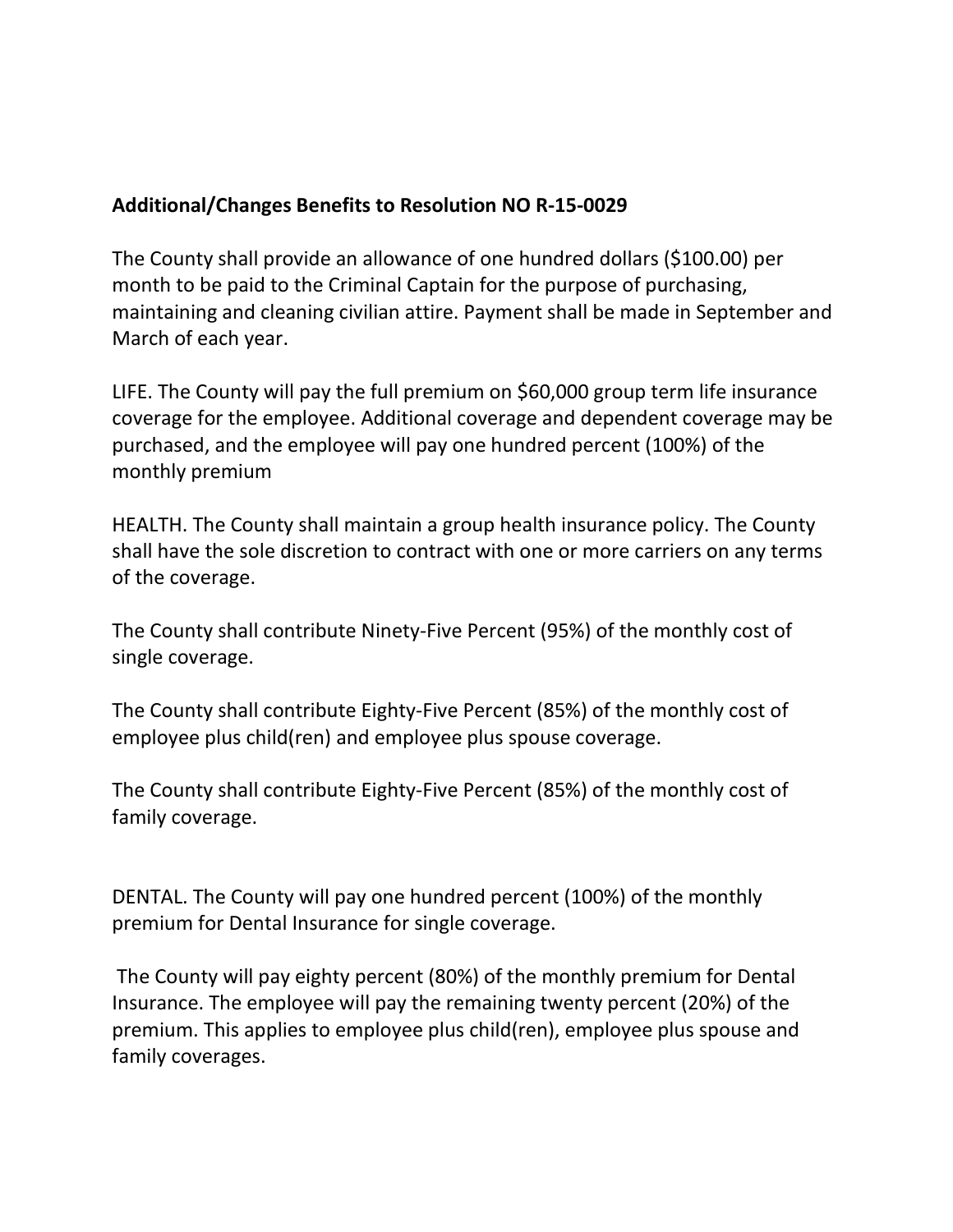**Additional/Changes Benefits to Resolution NO R-15-0029**

The County shall provide an allowance of one hundred dollars ($100.00) per month to be paid to the Criminal Captain for the purpose of purchasing, maintaining and cleaning civilian attire. Payment shall be made in September and March of each year.

LIFE. The County will pay the full premium on $60,000 group term life insurance coverage for the employee. Additional coverage and dependent coverage may be purchased, and the employee will pay one hundred percent (100%) of the monthly premium

HEALTH. The County shall maintain a group health insurance policy. The County shall have the sole discretion to contract with one or more carriers on any terms of the coverage.

The County shall contribute Ninety-Five Percent (95%) of the monthly cost of single coverage.

The County shall contribute Eighty-Five Percent (85%) of the monthly cost of employee plus child(ren) and employee plus spouse coverage.

The County shall contribute Eighty-Five Percent (85%) of the monthly cost of family coverage.

DENTAL. The County will pay one hundred percent (100%) of the monthly premium for Dental Insurance for single coverage.

The County will pay eighty percent (80%) of the monthly premium for Dental Insurance. The employee will pay the remaining twenty percent (20%) of the premium. This applies to employee plus child(ren), employee plus spouse and family coverages.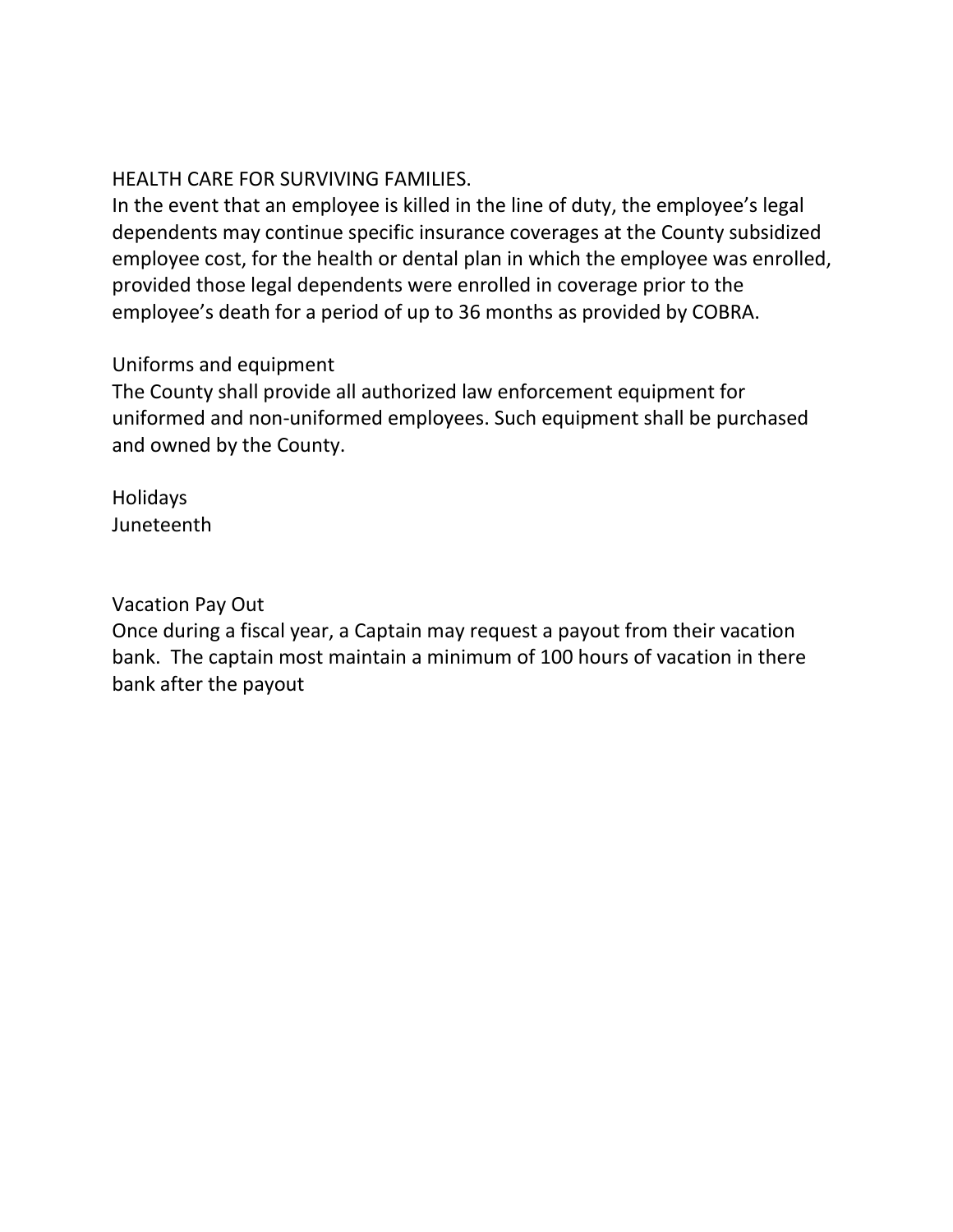HEALTH CARE FOR SURVIVING FAMILIES.

In the event that an employee is killed in the line of duty, the employee's legal dependents may continue specific insurance coverages at the County subsidized employee cost, for the health or dental plan in which the employee was enrolled, provided those legal dependents were enrolled in coverage prior to the employee's death for a period of up to 36 months as provided by COBRA.

Uniforms and equipment

The County shall provide all authorized law enforcement equipment for uniformed and non-uniformed employees. Such equipment shall be purchased and owned by the County.

Holidays

Juneteenth

Vacation Pay Out

Once during a fiscal year, a Captain may request a payout from their vacation bank. The captain most maintain a minimum of 100 hours of vacation in there bank after the payout